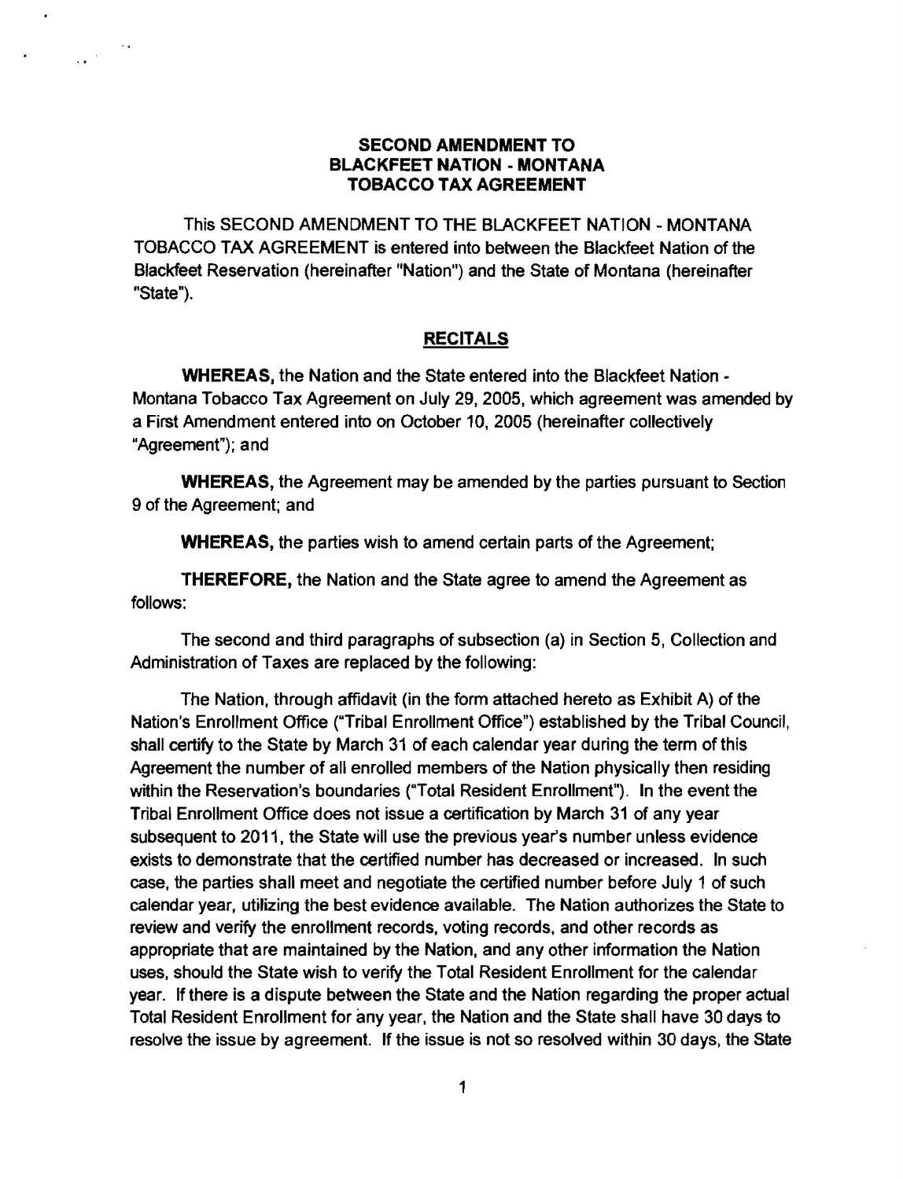# SECOND AMENDMENT TO BLACKFEET NATION - MONTANA TOBACCO TAX AGREEMENT

This SECOND AMENDMENT TO THE BLACKFEET NATION - MONTANA TOBACCO TAX AGREEMENT is entered into between the Blackfeet Nation of the Blackfeet Reservation (hereinafter "Nation") and the State of Montana (hereinafter "State").

## RECITALS

**WHEREAS,** the Nation and the State entered into the Blackfeet Nation - Montana Tobacco Tax Agreement on July 29, 2005, which agreement was amended by a First Amendment entered into on October 10, 2005 (hereinafter collectively "Agreement"); and

**WHEREAS,** the Agreement may be amended by the parties pursuant to Section 9 of the Agreement; and

**WHEREAS,** the parties wish to amend certain parts of the Agreement;

**THEREFORE,** the Nation and the State agree to amend the Agreement as follows:

The second and third paragraphs of subsection (a) in Section 5, Collection and Administration of Taxes are replaced by the following:

The Nation, through affidavit (in the form attached hereto as Exhibit A) of the Nation's Enrollment Office ("Tribal Enrollment Office") established by the Tribal Council, shall certify to the State by March 31 of each calendar year during the term of this Agreement the number of all enrolled members of the Nation physically then residing within the Reservation's boundaries ("Total Resident Enrollment"). In the event the Tribal Enrollment Office does not issue a certification by March 31 of any year subsequent to 2011, the State will use the previous year's number unless evidence exists to demonstrate that the certified number has decreased or increased. In such case, the parties shall meet and negotiate the certified number before July 1 of such calendar year, utilizing the best evidence available. The Nation authorizes the State to review and verify the enrollment records, voting records, and other records as appropriate that are maintained by the Nation, and any other information the Nation uses, should the State wish to verify the Total Resident Enrollment for the calendar year. If there is a dispute between the State and the Nation regarding the proper actual Total Resident Enrollment for any year, the Nation and the State shall have 30 days to resolve the issue by agreement. If the issue is not so resolved within 30 days, the State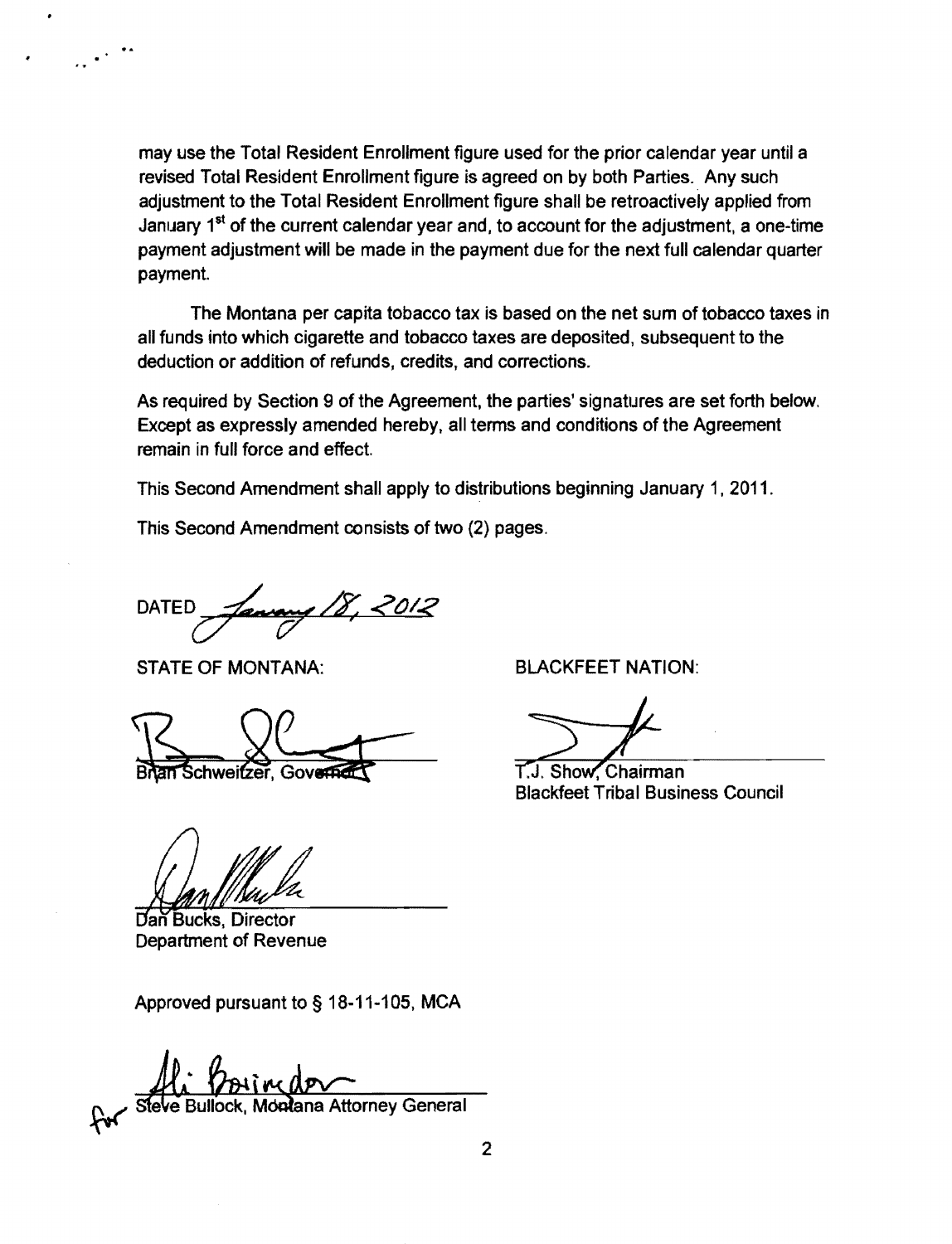may use the Total Resident Enrollment figure used for the prior calendar year until a revised Total Resident Enrollment figure is agreed on by both Parties. Any such adjustment to the Total Resident Enrollment figure shall be retroactively applied from January 1st of the current calendar year and, to account for the adjustment, a one-time payment adjustment will be made in the payment due for the next full calendar quarter payment.

The Montana per capita tobacco tax is based on the net sum of tobacco taxes in all funds into which cigarette and tobacco taxes are deposited, subsequent to the deduction or addition of refunds, credits, and corrections.

As required by Section 9 of the Agreement, the parties' signatures are set forth below. Except as expressly amended hereby, all terms and conditions of the Agreement remain in full force and effect.

This Second Amendment shall apply to distributions beginning January 1, 2011.

This Second Amendment consists of two (2) pages.

DATED January 18, 2012

STATE OF MONTANA:

Brian Schweitzer, Governor

Dan Bucks, Director
Department of Revenue

BLACKFEET NATION:

T.J. Show, Chairman
Blackfeet Tribal Business Council

Approved pursuant to § 18-11-105, MCA

for Steve Bullock, Montana Attorney General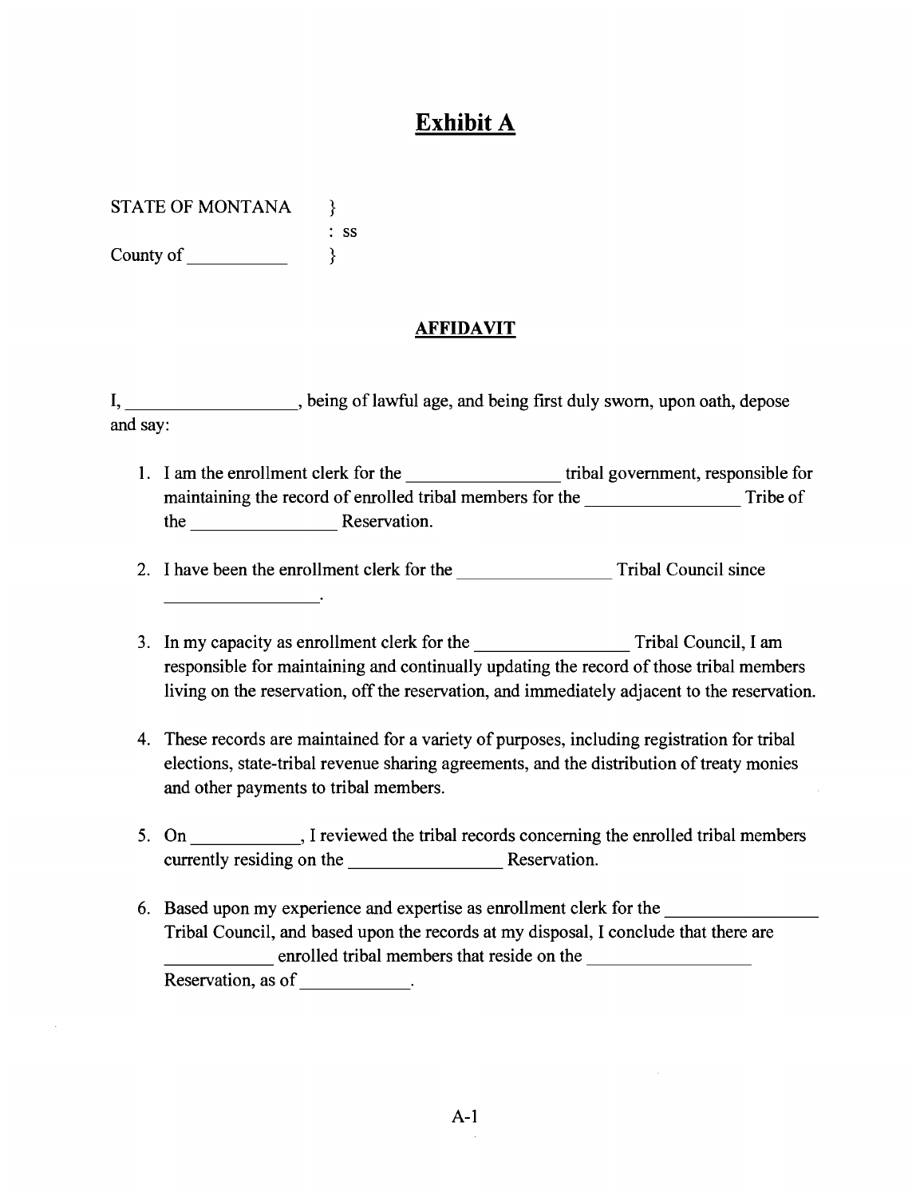# Exhibit A

STATE OF MONTANA }
: ss
County of \_\_\_\_\_\_\_\_\_\_\_ }

## AFFIDAVIT

I, \_\_\_\_\_\_\_\_\_\_\_\_\_\_\_\_\_\_\_, being of lawful age, and being first duly sworn, upon oath, depose and say:

1. I am the enrollment clerk for the \_\_\_\_\_\_\_\_\_\_\_\_\_\_\_\_\_ tribal government, responsible for maintaining the record of enrolled tribal members for the \_\_\_\_\_\_\_\_\_\_\_\_\_\_\_\_\_ Tribe of the \_\_\_\_\_\_\_\_\_\_\_\_\_\_\_\_\_ Reservation.

2. I have been the enrollment clerk for the \_\_\_\_\_\_\_\_\_\_\_\_\_\_\_\_\_ Tribal Council since \_\_\_\_\_\_\_\_\_\_\_\_\_\_\_\_\_\_.

3. In my capacity as enrollment clerk for the \_\_\_\_\_\_\_\_\_\_\_\_\_\_\_\_\_ Tribal Council, I am responsible for maintaining and continually updating the record of those tribal members living on the reservation, off the reservation, and immediately adjacent to the reservation.

4. These records are maintained for a variety of purposes, including registration for tribal elections, state-tribal revenue sharing agreements, and the distribution of treaty monies and other payments to tribal members.

5. On \_\_\_\_\_\_\_\_\_\_\_\_, I reviewed the tribal records concerning the enrolled tribal members currently residing on the \_\_\_\_\_\_\_\_\_\_\_\_\_\_\_\_\_ Reservation.

6. Based upon my experience and expertise as enrollment clerk for the \_\_\_\_\_\_\_\_\_\_\_\_\_\_\_\_\_ Tribal Council, and based upon the records at my disposal, I conclude that there are \_\_\_\_\_\_\_\_\_\_\_\_ enrolled tribal members that reside on the \_\_\_\_\_\_\_\_\_\_\_\_\_\_\_\_\_\_ Reservation, as of \_\_\_\_\_\_\_\_\_\_\_\_.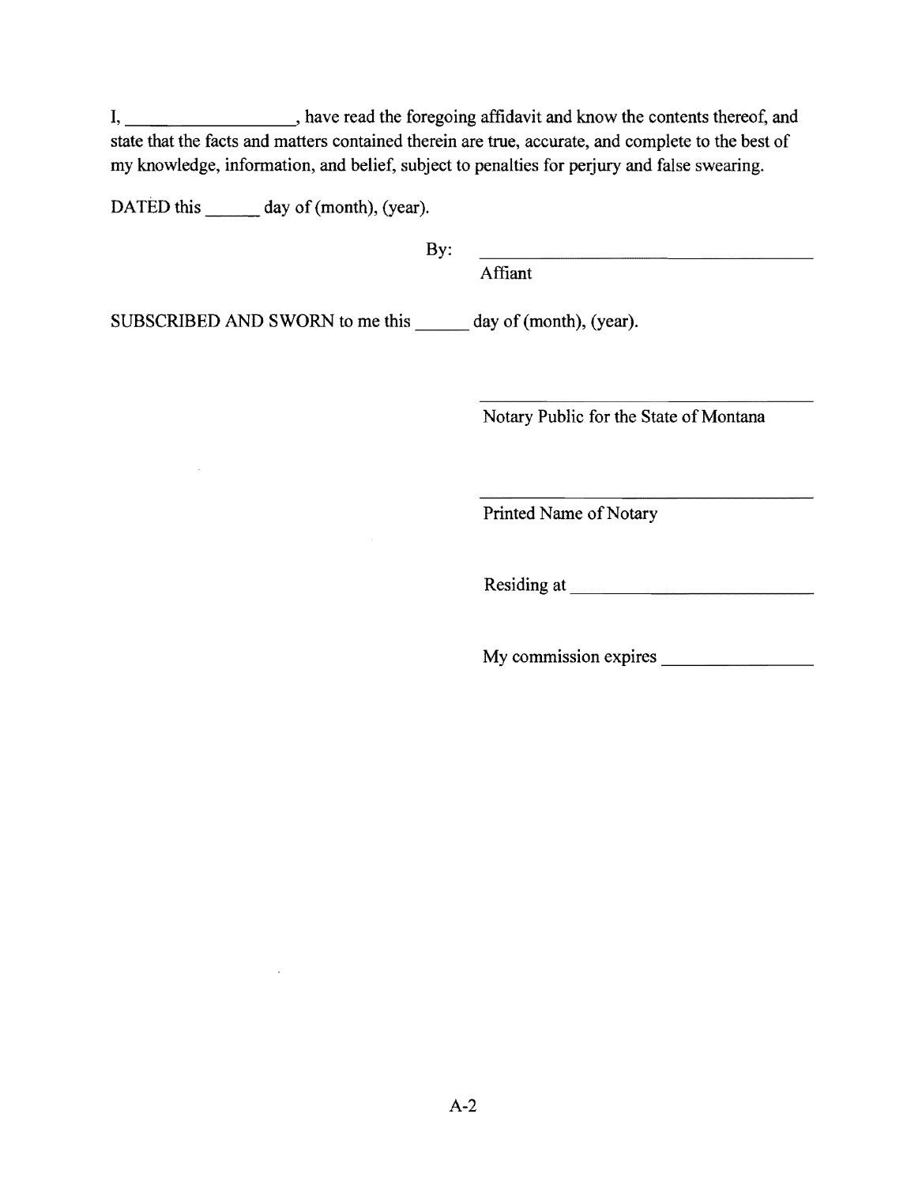I, ___________________, have read the foregoing affidavit and know the contents thereof, and state that the facts and matters contained therein are true, accurate, and complete to the best of my knowledge, information, and belief, subject to penalties for perjury and false swearing.

DATED this ______ day of (month), (year).

By: ____________________________________
Affiant

SUBSCRIBED AND SWORN to me this ______ day of (month), (year).

____________________________________
Notary Public for the State of Montana

____________________________________
Printed Name of Notary

Residing at ___________________________

My commission expires _________________